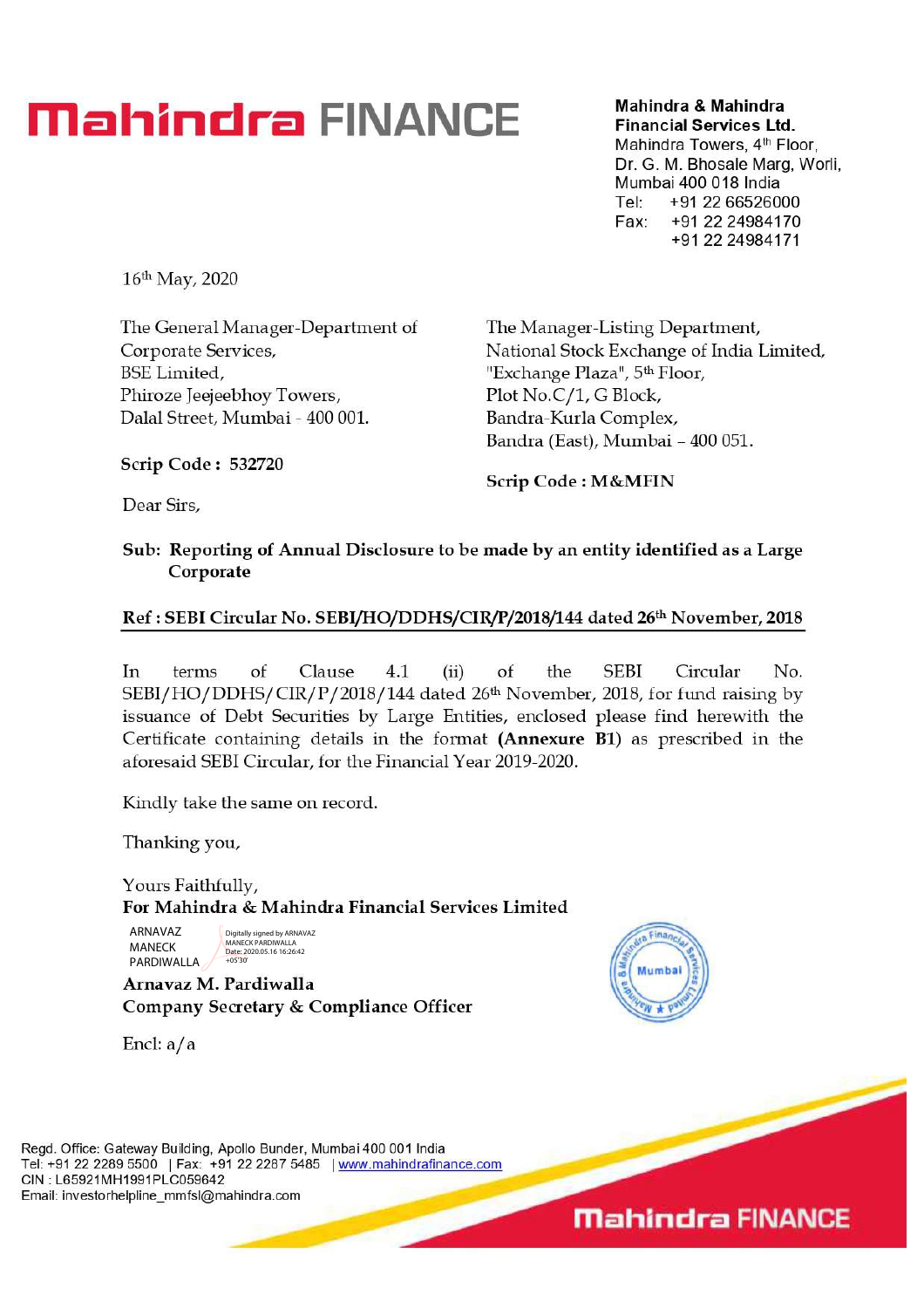# Mahindra FINANCE

**Mahindra & Mahindra Financial Services Ltd.**
Mahindra Towers, 4th Floor,
Dr. G. M. Bhosale Marg, Worli,
Mumbai 400 018 India
Tel: +91 22 66526000
Fax: +91 22 24984170
+91 22 24984171

16th May, 2020

The General Manager-Department of Corporate Services,
BSE Limited,
Phiroze Jeejeebhoy Towers,
Dalal Street, Mumbai - 400 001.

**Scrip Code : 532720**

The Manager-Listing Department,
National Stock Exchange of India Limited,
"Exchange Plaza", 5th Floor,
Plot No.C/1, G Block,
Bandra-Kurla Complex,
Bandra (East), Mumbai – 400 051.

**Scrip Code : M&MFIN**

Dear Sirs,

**Sub: Reporting of Annual Disclosure to be made by an entity identified as a Large Corporate**

**Ref : SEBI Circular No. SEBI/HO/DDHS/CIR/P/2018/144 dated 26th November, 2018**

In terms of Clause 4.1 (ii) of the SEBI Circular No. SEBI/HO/DDHS/CIR/P/2018/144 dated 26th November, 2018, for fund raising by issuance of Debt Securities by Large Entities, enclosed please find herewith the Certificate containing details in the format **(Annexure B1)** as prescribed in the aforesaid SEBI Circular, for the Financial Year 2019-2020.

Kindly take the same on record.

Thanking you,

Yours Faithfully,
**For Mahindra & Mahindra Financial Services Limited**

ARNAVAZ MANECK PARDIWALLA
Digitally signed by ARNAVAZ MANECK PARDIWALLA
Date: 2020.05.16 16:26:42 +05'30'

**Arnavaz M. Pardiwalla**
**Company Secretary & Compliance Officer**

Encl: a/a

Regd. Office: Gateway Building, Apollo Bunder, Mumbai 400 001 India
Tel: +91 22 2289 5500 | Fax: +91 22 2287 5485 | www.mahindrafinance.com
CIN : L65921MH1991PLC059642
Email: investorhelpline_mmfsl@mahindra.com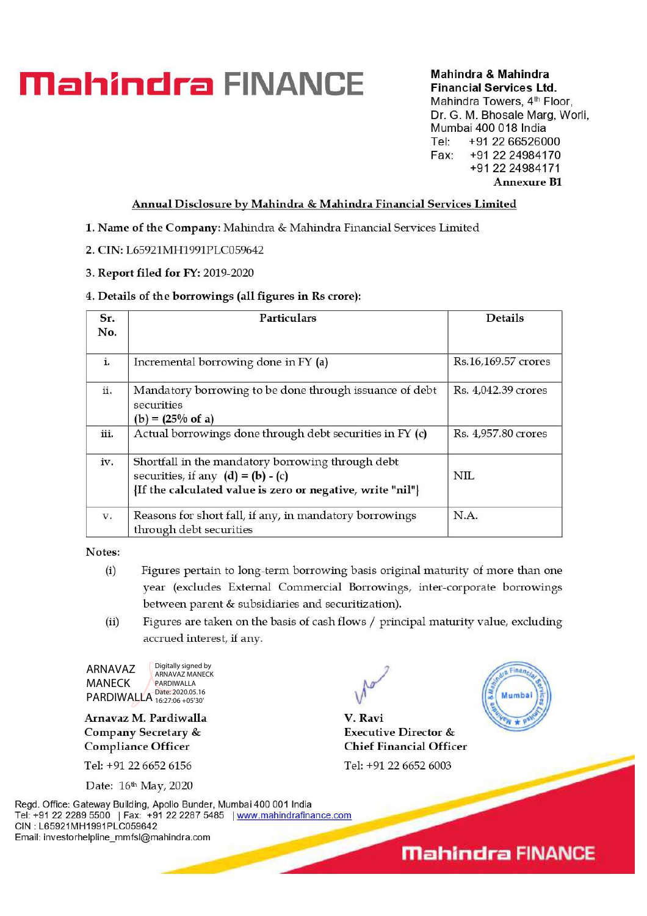# Mahindra FINANCE

**Mahindra & Mahindra Financial Services Ltd.**
Mahindra Towers, 4th Floor,
Dr. G. M. Bhosale Marg, Worli,
Mumbai 400 018 India
Tel: +91 22 66526000
Fax: +91 22 24984170
+91 22 24984171

**Annexure B1**

## Annual Disclosure by Mahindra & Mahindra Financial Services Limited

**1. Name of the Company:** Mahindra & Mahindra Financial Services Limited

**2. CIN:** L65921MH1991PLC059642

**3. Report filed for FY:** 2019-2020

**4. Details of the borrowings (all figures in Rs crore):**

| Sr. No. | Particulars | Details |
|---|---|---|
| i. | Incremental borrowing done in FY (a) | Rs.16,169.57 crores |
| ii. | Mandatory borrowing to be done through issuance of debt securities **(b) = (25% of a)** | Rs. 4,042.39 crores |
| iii. | Actual borrowings done through debt securities in FY (c) | Rs. 4,957.80 crores |
| iv. | Shortfall in the mandatory borrowing through debt securities, if any **(d) = (b) - (c)** **{If the calculated value is zero or negative, write "nil"}** | NIL |
| v. | Reasons for short fall, if any, in mandatory borrowings through debt securities | N.A. |

Notes:

(i) Figures pertain to long-term borrowing basis original maturity of more than one year (excludes External Commercial Borrowings, inter-corporate borrowings between parent & subsidiaries and securitization).

(ii) Figures are taken on the basis of cash flows / principal maturity value, excluding accrued interest, if any.

ARNAVAZ MANECK PARDIWALLA
Digitally signed by ARNAVAZ MANECK PARDIWALLA
Date: 2020.05.16 16:27:06 +05'30'

**Arnavaz M. Pardiwalla**
**Company Secretary &**
**Compliance Officer**

Tel: +91 22 6652 6156

**V. Ravi**
**Executive Director &**
**Chief Financial Officer**

Tel: +91 22 6652 6003

Date: 16th May, 2020

Regd. Office: Gateway Building, Apollo Bunder, Mumbai 400 001 India
Tel: +91 22 2289 5500 | Fax: +91 22 2287 5485 | www.mahindrafinance.com
CIN : L65921MH1991PLC059642
Email: investorhelpline_mmfsl@mahindra.com